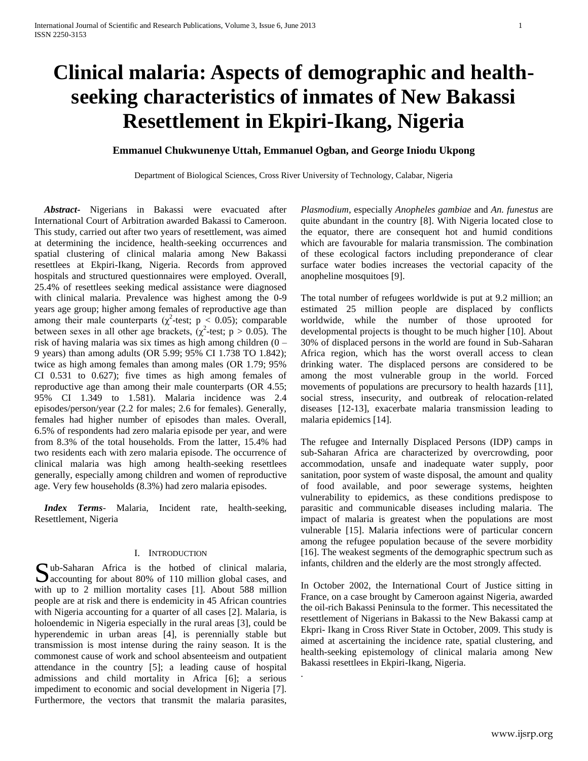# Clinical malaria: Aspects of demographic and health-seeking characteristics of inmates of New Bakassi Resettlement in Ekpiri-Ikang, Nigeria

**Emmanuel Chukwunenye Uttah, Emmanuel Ogban, and George Iniodu Ukpong**

Department of Biological Sciences, Cross River University of Technology, Calabar, Nigeria

***Abstract*-** Nigerians in Bakassi were evacuated after International Court of Arbitration awarded Bakassi to Cameroon. This study, carried out after two years of resettlement, was aimed at determining the incidence, health-seeking occurrences and spatial clustering of clinical malaria among New Bakassi resettlees at Ekpiri-Ikang, Nigeria. Records from approved hospitals and structured questionnaires were employed. Overall, 25.4% of resettlees seeking medical assistance were diagnosed with clinical malaria. Prevalence was highest among the 0-9 years age group; higher among females of reproductive age than among their male counterparts ($\chi^2$-test; $p < 0.05$); comparable between sexes in all other age brackets, ($\chi^2$-test; $p > 0.05$). The risk of having malaria was six times as high among children (0 – 9 years) than among adults (OR 5.99; 95% CI 1.738 TO 1.842); twice as high among females than among males (OR 1.79; 95% CI 0.531 to 0.627); five times as high among females of reproductive age than among their male counterparts (OR 4.55; 95% CI 1.349 to 1.581). Malaria incidence was 2.4 episodes/person/year (2.2 for males; 2.6 for females). Generally, females had higher number of episodes than males. Overall, 6.5% of respondents had zero malaria episode per year, and were from 8.3% of the total households. From the latter, 15.4% had two residents each with zero malaria episode. The occurrence of clinical malaria was high among health-seeking resettlees generally, especially among children and women of reproductive age. Very few households (8.3%) had zero malaria episodes.

***Index Terms*-** Malaria, Incident rate, health-seeking, Resettlement, Nigeria

## I. Introduction

Sub-Saharan Africa is the hotbed of clinical malaria, accounting for about 80% of 110 million global cases, and with up to 2 million mortality cases [1]. About 588 million people are at risk and there is endemicity in 45 African countries with Nigeria accounting for a quarter of all cases [2]. Malaria, is holoendemic in Nigeria especially in the rural areas [3], could be hyperendemic in urban areas [4], is perennially stable but transmission is most intense during the rainy season. It is the commonest cause of work and school absenteeism and outpatient attendance in the country [5]; a leading cause of hospital admissions and child mortality in Africa [6]; a serious impediment to economic and social development in Nigeria [7]. Furthermore, the vectors that transmit the malaria parasites, *Plasmodium*, especially *Anopheles gambiae* and *An. funestus* are quite abundant in the country [8]. With Nigeria located close to the equator, there are consequent hot and humid conditions which are favourable for malaria transmission. The combination of these ecological factors including preponderance of clear surface water bodies increases the vectorial capacity of the anopheline mosquitoes [9].

The total number of refugees worldwide is put at 9.2 million; an estimated 25 million people are displaced by conflicts worldwide, while the number of those uprooted for developmental projects is thought to be much higher [10]. About 30% of displaced persons in the world are found in Sub-Saharan Africa region, which has the worst overall access to clean drinking water. The displaced persons are considered to be among the most vulnerable group in the world. Forced movements of populations are precursory to health hazards [11], social stress, insecurity, and outbreak of relocation-related diseases [12-13], exacerbate malaria transmission leading to malaria epidemics [14].

The refugee and Internally Displaced Persons (IDP) camps in sub-Saharan Africa are characterized by overcrowding, poor accommodation, unsafe and inadequate water supply, poor sanitation, poor system of waste disposal, the amount and quality of food available, and poor sewerage systems, heighten vulnerability to epidemics, as these conditions predispose to parasitic and communicable diseases including malaria. The impact of malaria is greatest when the populations are most vulnerable [15]. Malaria infections were of particular concern among the refugee population because of the severe morbidity [16]. The weakest segments of the demographic spectrum such as infants, children and the elderly are the most strongly affected.

In October 2002, the International Court of Justice sitting in France, on a case brought by Cameroon against Nigeria, awarded the oil-rich Bakassi Peninsula to the former. This necessitated the resettlement of Nigerians in Bakassi to the New Bakassi camp at Ekpi- Ikang in Cross River State in October, 2009. This study is aimed at ascertaining the incidence rate, spatial clustering, and health-seeking epistemology of clinical malaria among New Bakassi resettlees in Ekpiri-Ikang, Nigeria.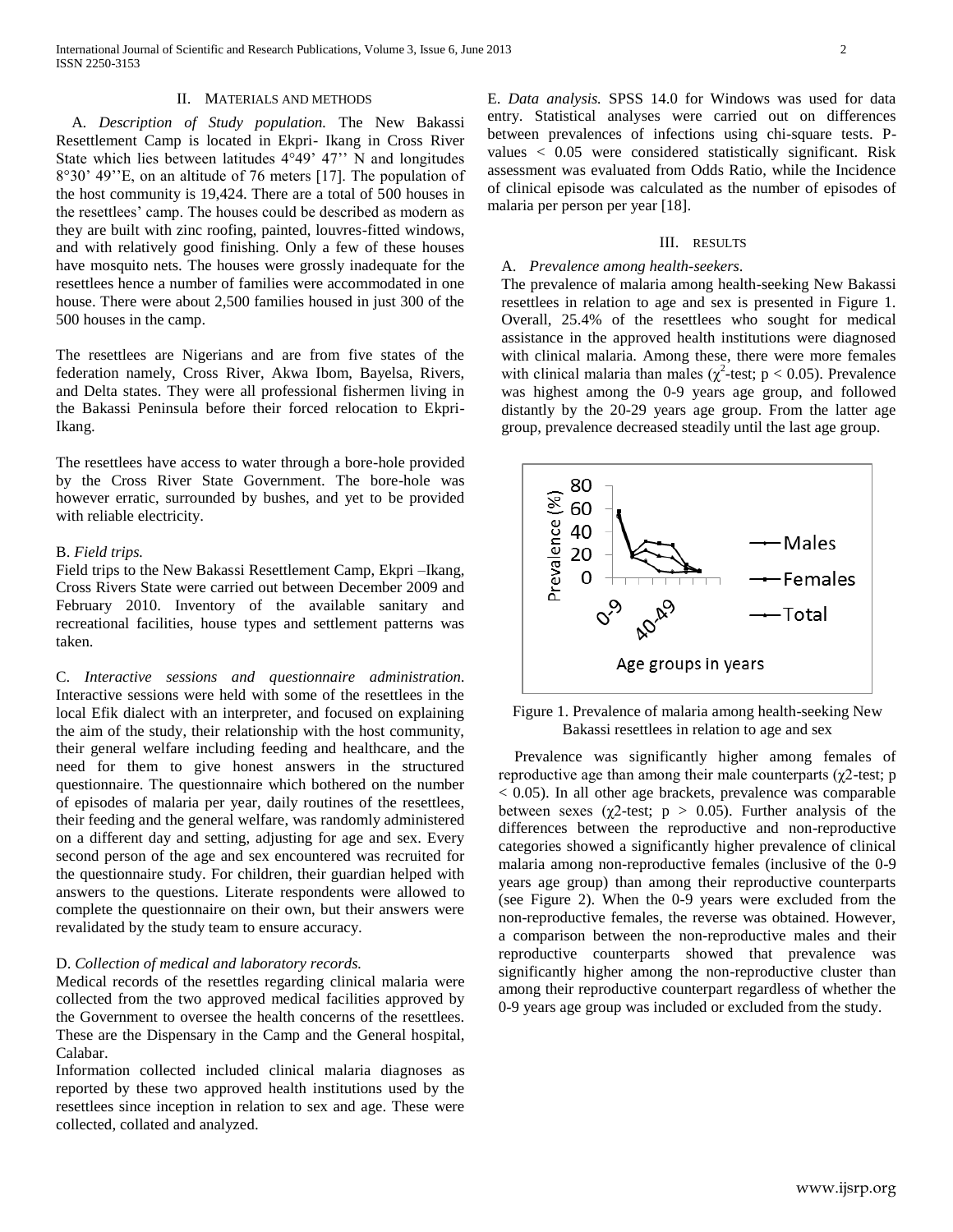## II. MATERIALS AND METHODS

A. *Description of Study population.* The New Bakassi Resettlement Camp is located in Ekpri- Ikang in Cross River State which lies between latitudes 4°49' 47'' N and longitudes 8°30' 49''E, on an altitude of 76 meters [17]. The population of the host community is 19,424. There are a total of 500 houses in the resettlees' camp. The houses could be described as modern as they are built with zinc roofing, painted, louvres-fitted windows, and with relatively good finishing. Only a few of these houses have mosquito nets. The houses were grossly inadequate for the resettlees hence a number of families were accommodated in one house. There were about 2,500 families housed in just 300 of the 500 houses in the camp.

The resettlees are Nigerians and are from five states of the federation namely, Cross River, Akwa Ibom, Bayelsa, Rivers, and Delta states. They were all professional fishermen living in the Bakassi Peninsula before their forced relocation to Ekpri-Ikang.

The resettlees have access to water through a bore-hole provided by the Cross River State Government. The bore-hole was however erratic, surrounded by bushes, and yet to be provided with reliable electricity.

B. *Field trips.*
Field trips to the New Bakassi Resettlement Camp, Ekpri –Ikang, Cross Rivers State were carried out between December 2009 and February 2010. Inventory of the available sanitary and recreational facilities, house types and settlement patterns was taken.

C. *Interactive sessions and questionnaire administration.* Interactive sessions were held with some of the resettlees in the local Efik dialect with an interpreter, and focused on explaining the aim of the study, their relationship with the host community, their general welfare including feeding and healthcare, and the need for them to give honest answers in the structured questionnaire. The questionnaire which bothered on the number of episodes of malaria per year, daily routines of the resettlees, their feeding and the general welfare, was randomly administered on a different day and setting, adjusting for age and sex. Every second person of the age and sex encountered was recruited for the questionnaire study. For children, their guardian helped with answers to the questions. Literate respondents were allowed to complete the questionnaire on their own, but their answers were revalidated by the study team to ensure accuracy.

D. *Collection of medical and laboratory records.*
Medical records of the resettles regarding clinical malaria were collected from the two approved medical facilities approved by the Government to oversee the health concerns of the resettlees. These are the Dispensary in the Camp and the General hospital, Calabar.
Information collected included clinical malaria diagnoses as reported by these two approved health institutions used by the resettlees since inception in relation to sex and age. These were collected, collated and analyzed.

E. *Data analysis.* SPSS 14.0 for Windows was used for data entry. Statistical analyses were carried out on differences between prevalences of infections using chi-square tests. P-values < 0.05 were considered statistically significant. Risk assessment was evaluated from Odds Ratio, while the Incidence of clinical episode was calculated as the number of episodes of malaria per person per year [18].

## III. RESULTS

A. *Prevalence among health-seekers.*
The prevalence of malaria among health-seeking New Bakassi resettlees in relation to age and sex is presented in Figure 1. Overall, 25.4% of the resettlees who sought for medical assistance in the approved health institutions were diagnosed with clinical malaria. Among these, there were more females with clinical malaria than males ($\chi^2$-test; $p < 0.05$). Prevalence was highest among the 0-9 years age group, and followed distantly by the 20-29 years age group. From the latter age group, prevalence decreased steadily until the last age group.

Figure 1. Prevalence of malaria among health-seeking New Bakassi resettlees in relation to age and sex

Prevalence was significantly higher among females of reproductive age than among their male counterparts ($\chi^2$-test; $p < 0.05$). In all other age brackets, prevalence was comparable between sexes ($\chi^2$-test; $p > 0.05$). Further analysis of the differences between the reproductive and non-reproductive categories showed a significantly higher prevalence of clinical malaria among non-reproductive females (inclusive of the 0-9 years age group) than among their reproductive counterparts (see Figure 2). When the 0-9 years were excluded from the non-reproductive females, the reverse was obtained. However, a comparison between the non-reproductive males and their reproductive counterparts showed that prevalence was significantly higher among the non-reproductive cluster than among their reproductive counterpart regardless of whether the 0-9 years age group was included or excluded from the study.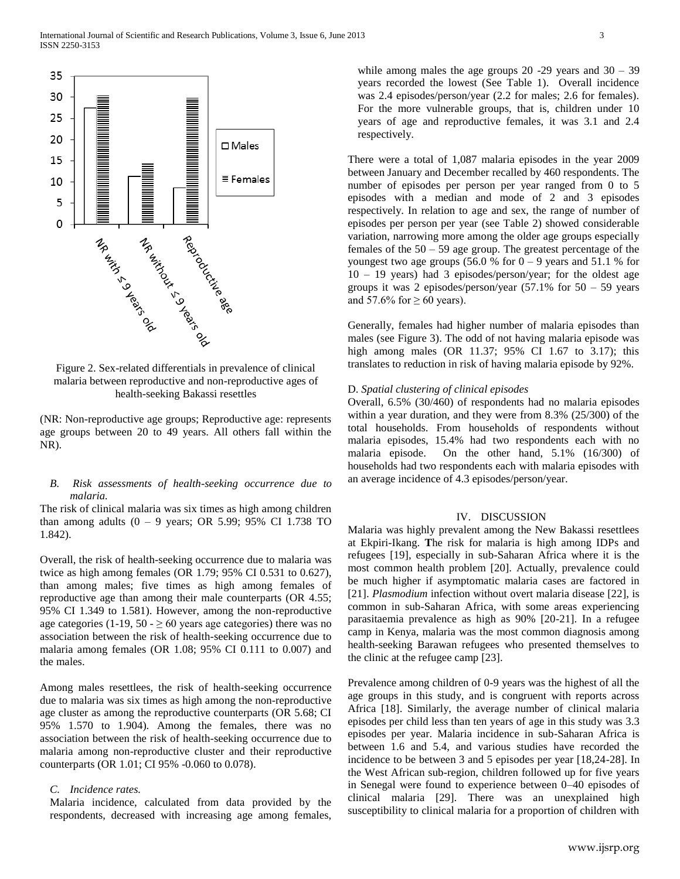Figure 2. Sex-related differentials in prevalence of clinical malaria between reproductive and non-reproductive ages of health-seeking Bakassi resettles

(NR: Non-reproductive age groups; Reproductive age: represents age groups between 20 to 49 years. All others fall within the NR).

### *B. Risk assessments of health-seeking occurrence due to malaria.*

The risk of clinical malaria was six times as high among children than among adults (0 – 9 years; OR 5.99; 95% CI 1.738 TO 1.842).

Overall, the risk of health-seeking occurrence due to malaria was twice as high among females (OR 1.79; 95% CI 0.531 to 0.627), than among males; five times as high among females of reproductive age than among their male counterparts (OR 4.55; 95% CI 1.349 to 1.581). However, among the non-reproductive age categories (1-19, 50 - ≥ 60 years age categories) there was no association between the risk of health-seeking occurrence due to malaria among females (OR 1.08; 95% CI 0.111 to 0.007) and the males.

Among males resettlees, the risk of health-seeking occurrence due to malaria was six times as high among the non-reproductive age cluster as among the reproductive counterparts (OR 5.68; CI 95% 1.570 to 1.904). Among the females, there was no association between the risk of health-seeking occurrence due to malaria among non-reproductive cluster and their reproductive counterparts (OR 1.01; CI 95% -0.060 to 0.078).

### *C. Incidence rates.*

Malaria incidence, calculated from data provided by the respondents, decreased with increasing age among females, while among males the age groups 20 -29 years and 30 – 39 years recorded the lowest (See Table 1). Overall incidence was 2.4 episodes/person/year (2.2 for males; 2.6 for females). For the more vulnerable groups, that is, children under 10 years of age and reproductive females, it was 3.1 and 2.4 respectively.

There were a total of 1,087 malaria episodes in the year 2009 between January and December recalled by 460 respondents. The number of episodes per person per year ranged from 0 to 5 episodes with a median and mode of 2 and 3 episodes respectively. In relation to age and sex, the range of number of episodes per person per year (see Table 2) showed considerable variation, narrowing more among the older age groups especially females of the 50 – 59 age group. The greatest percentage of the youngest two age groups (56.0 % for 0 – 9 years and 51.1 % for 10 – 19 years) had 3 episodes/person/year; for the oldest age groups it was 2 episodes/person/year (57.1% for 50 – 59 years and 57.6% for ≥ 60 years).

Generally, females had higher number of malaria episodes than males (see Figure 3). The odd of not having malaria episode was high among males (OR 11.37; 95% CI 1.67 to 3.17); this translates to reduction in risk of having malaria episode by 92%.

### D. *Spatial clustering of clinical episodes*

Overall, 6.5% (30/460) of respondents had no malaria episodes within a year duration, and they were from 8.3% (25/300) of the total households. From households of respondents without malaria episodes, 15.4% had two respondents each with no malaria episode. On the other hand, 5.1% (16/300) of households had two respondents each with malaria episodes with an average incidence of 4.3 episodes/person/year.

## IV. DISCUSSION

Malaria was highly prevalent among the New Bakassi resettlees at Ekpiri-Ikang. **T**he risk for malaria is high among IDPs and refugees [19], especially in sub-Saharan Africa where it is the most common health problem [20]. Actually, prevalence could be much higher if asymptomatic malaria cases are factored in [21]. *Plasmodium* infection without overt malaria disease [22], is common in sub-Saharan Africa, with some areas experiencing parasitaemia prevalence as high as 90% [20-21]. In a refugee camp in Kenya, malaria was the most common diagnosis among health-seeking Barawan refugees who presented themselves to the clinic at the refugee camp [23].

Prevalence among children of 0-9 years was the highest of all the age groups in this study, and is congruent with reports across Africa [18]. Similarly, the average number of clinical malaria episodes per child less than ten years of age in this study was 3.3 episodes per year. Malaria incidence in sub-Saharan Africa is between 1.6 and 5.4, and various studies have recorded the incidence to be between 3 and 5 episodes per year [18,24-28]. In the West African sub-region, children followed up for five years in Senegal were found to experience between 0–40 episodes of clinical malaria [29]. There was an unexplained high susceptibility to clinical malaria for a proportion of children with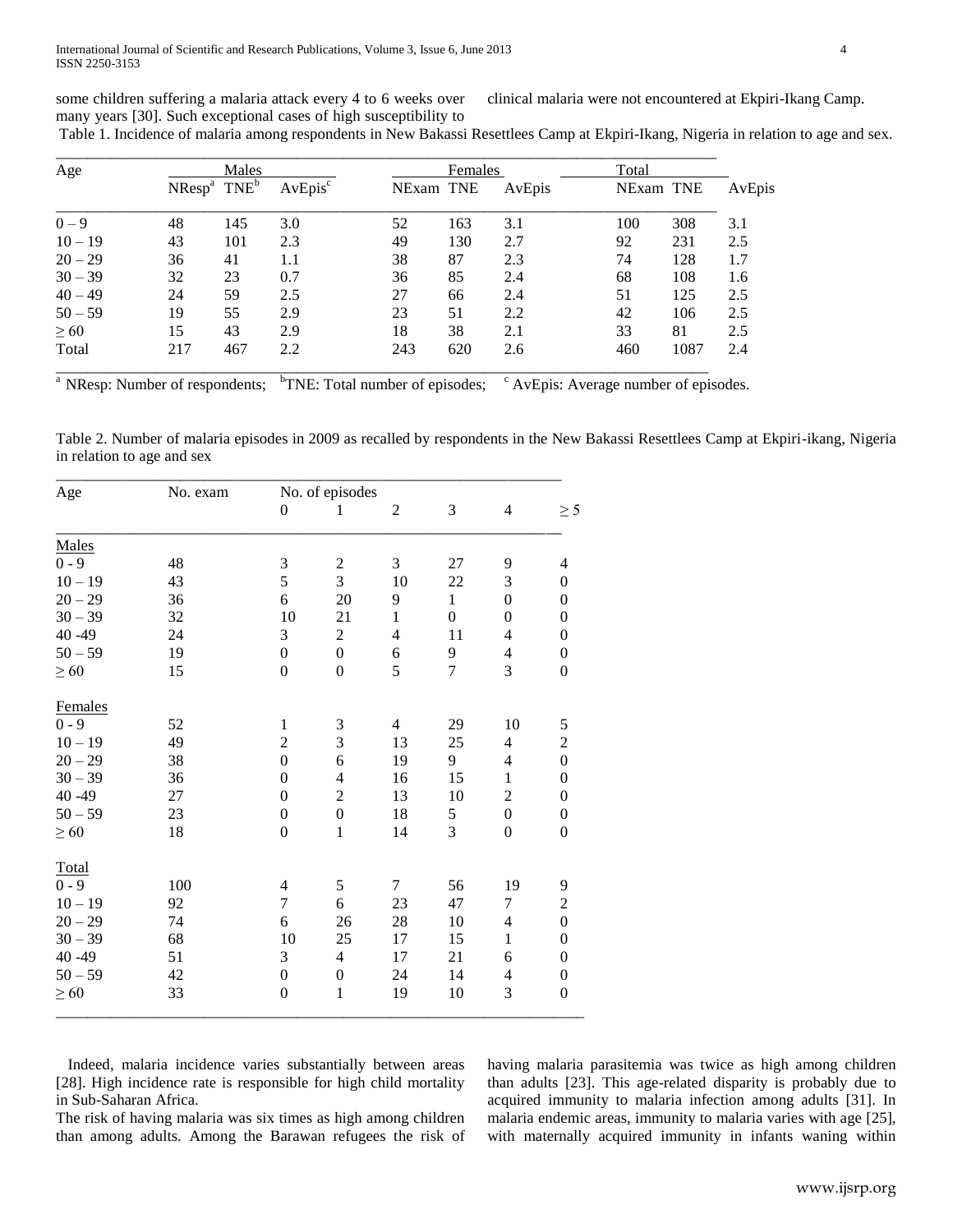some children suffering a malaria attack every 4 to 6 weeks over many years [30]. Such exceptional cases of high susceptibility to clinical malaria were not encountered at Ekpiri-Ikang Camp.

Table 1. Incidence of malaria among respondents in New Bakassi Resettlees Camp at Ekpiri-Ikang, Nigeria in relation to age and sex.

| Age | Males | | | Females | | | Total | | |
|---|---|---|---|---|---|---|---|---|---|
| | NResp[a] | TNE[b] | AvEpis[c] | NExam | TNE | AvEpis | NExam | TNE | AvEpis |
| 0 – 9 | 48 | 145 | 3.0 | 52 | 163 | 3.1 | 100 | 308 | 3.1 |
| 10 – 19 | 43 | 101 | 2.3 | 49 | 130 | 2.7 | 92 | 231 | 2.5 |
| 20 – 29 | 36 | 41 | 1.1 | 38 | 87 | 2.3 | 74 | 128 | 1.7 |
| 30 – 39 | 32 | 23 | 0.7 | 36 | 85 | 2.4 | 68 | 108 | 1.6 |
| 40 – 49 | 24 | 59 | 2.5 | 27 | 66 | 2.4 | 51 | 125 | 2.5 |
| 50 – 59 | 19 | 55 | 2.9 | 23 | 51 | 2.2 | 42 | 106 | 2.5 |
| ≥ 60 | 15 | 43 | 2.9 | 18 | 38 | 2.1 | 33 | 81 | 2.5 |
| Total | 217 | 467 | 2.2 | 243 | 620 | 2.6 | 460 | 1087 | 2.4 |

[a] NResp: Number of respondents; [b]TNE: Total number of episodes; [c] AvEpis: Average number of episodes.

Table 2. Number of malaria episodes in 2009 as recalled by respondents in the New Bakassi Resettlees Camp at Ekpiri-ikang, Nigeria in relation to age and sex

| Age | No. exam | No. of episodes | | | | | |
|---|---|---|---|---|---|---|---|
| | | 0 | 1 | 2 | 3 | 4 | ≥ 5 |
| Males | | | | | | | |
| 0 - 9 | 48 | 3 | 2 | 3 | 27 | 9 | 4 |
| 10 – 19 | 43 | 5 | 3 | 10 | 22 | 3 | 0 |
| 20 – 29 | 36 | 6 | 20 | 9 | 1 | 0 | 0 |
| 30 – 39 | 32 | 10 | 21 | 1 | 0 | 0 | 0 |
| 40 -49 | 24 | 3 | 2 | 4 | 11 | 4 | 0 |
| 50 – 59 | 19 | 0 | 0 | 6 | 9 | 4 | 0 |
| ≥ 60 | 15 | 0 | 0 | 5 | 7 | 3 | 0 |
| Females | | | | | | | |
| 0 - 9 | 52 | 1 | 3 | 4 | 29 | 10 | 5 |
| 10 – 19 | 49 | 2 | 3 | 13 | 25 | 4 | 2 |
| 20 – 29 | 38 | 0 | 6 | 19 | 9 | 4 | 0 |
| 30 – 39 | 36 | 0 | 4 | 16 | 15 | 1 | 0 |
| 40 -49 | 27 | 0 | 2 | 13 | 10 | 2 | 0 |
| 50 – 59 | 23 | 0 | 0 | 18 | 5 | 0 | 0 |
| ≥ 60 | 18 | 0 | 1 | 14 | 3 | 0 | 0 |
| Total | | | | | | | |
| 0 - 9 | 100 | 4 | 5 | 7 | 56 | 19 | 9 |
| 10 – 19 | 92 | 7 | 6 | 23 | 47 | 7 | 2 |
| 20 – 29 | 74 | 6 | 26 | 28 | 10 | 4 | 0 |
| 30 – 39 | 68 | 10 | 25 | 17 | 15 | 1 | 0 |
| 40 -49 | 51 | 3 | 4 | 17 | 21 | 6 | 0 |
| 50 – 59 | 42 | 0 | 0 | 24 | 14 | 4 | 0 |
| ≥ 60 | 33 | 0 | 1 | 19 | 10 | 3 | 0 |

Indeed, malaria incidence varies substantially between areas [28]. High incidence rate is responsible for high child mortality in Sub-Saharan Africa.

The risk of having malaria was six times as high among children than among adults. Among the Barawan refugees the risk of having malaria parasitemia was twice as high among children than adults [23]. This age-related disparity is probably due to acquired immunity to malaria infection among adults [31]. In malaria endemic areas, immunity to malaria varies with age [25], with maternally acquired immunity in infants waning within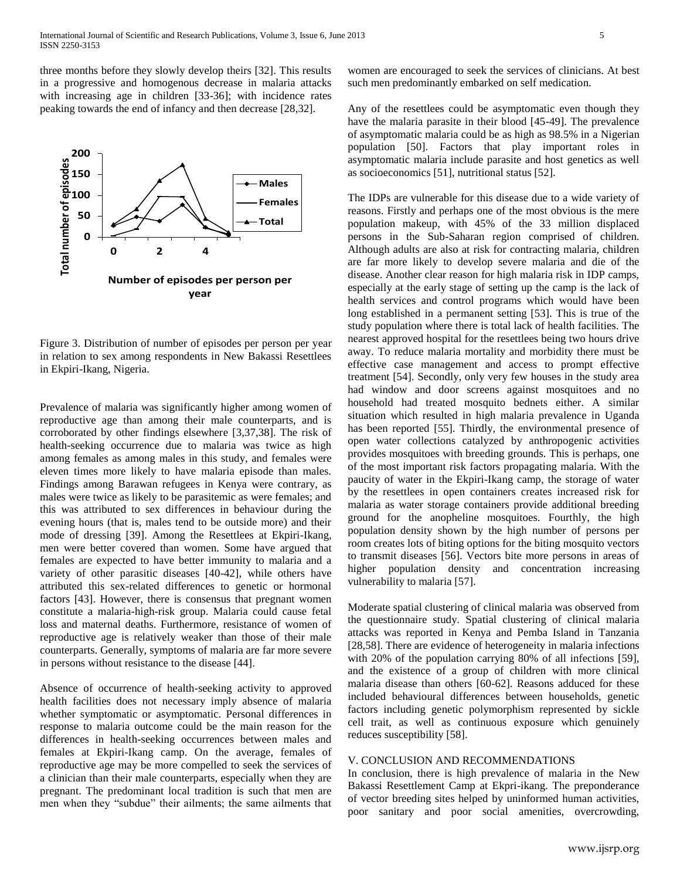three months before they slowly develop theirs [32]. This results in a progressive and homogenous decrease in malaria attacks with increasing age in children [33-36]; with incidence rates peaking towards the end of infancy and then decrease [28,32].

Figure 3. Distribution of number of episodes per person per year in relation to sex among respondents in New Bakassi Resettlees in Ekpiri-Ikang, Nigeria.

Prevalence of malaria was significantly higher among women of reproductive age than among their male counterparts, and is corroborated by other findings elsewhere [3,37,38]. The risk of health-seeking occurrence due to malaria was twice as high among females as among males in this study, and females were eleven times more likely to have malaria episode than males. Findings among Barawan refugees in Kenya were contrary, as males were twice as likely to be parasitemic as were females; and this was attributed to sex differences in behaviour during the evening hours (that is, males tend to be outside more) and their mode of dressing [39]. Among the Resettlees at Ekpiri-Ikang, men were better covered than women. Some have argued that females are expected to have better immunity to malaria and a variety of other parasitic diseases [40-42], while others have attributed this sex-related differences to genetic or hormonal factors [43]. However, there is consensus that pregnant women constitute a malaria-high-risk group. Malaria could cause fetal loss and maternal deaths. Furthermore, resistance of women of reproductive age is relatively weaker than those of their male counterparts. Generally, symptoms of malaria are far more severe in persons without resistance to the disease [44].

Absence of occurrence of health-seeking activity to approved health facilities does not necessary imply absence of malaria whether symptomatic or asymptomatic. Personal differences in response to malaria outcome could be the main reason for the differences in health-seeking occurrences between males and females at Ekpiri-Ikang camp. On the average, females of reproductive age may be more compelled to seek the services of a clinician than their male counterparts, especially when they are pregnant. The predominant local tradition is such that men are men when they "subdue" their ailments; the same ailments that women are encouraged to seek the services of clinicians. At best such men predominantly embarked on self medication.

Any of the resettlees could be asymptomatic even though they have the malaria parasite in their blood [45-49]. The prevalence of asymptomatic malaria could be as high as 98.5% in a Nigerian population [50]. Factors that play important roles in asymptomatic malaria include parasite and host genetics as well as socioeconomics [51], nutritional status [52].

The IDPs are vulnerable for this disease due to a wide variety of reasons. Firstly and perhaps one of the most obvious is the mere population makeup, with 45% of the 33 million displaced persons in the Sub-Saharan region comprised of children. Although adults are also at risk for contracting malaria, children are far more likely to develop severe malaria and die of the disease. Another clear reason for high malaria risk in IDP camps, especially at the early stage of setting up the camp is the lack of health services and control programs which would have been long established in a permanent setting [53]. This is true of the study population where there is total lack of health facilities. The nearest approved hospital for the resettlees being two hours drive away. To reduce malaria mortality and morbidity there must be effective case management and access to prompt effective treatment [54]. Secondly, only very few houses in the study area had window and door screens against mosquitoes and no household had treated mosquito bednets either. A similar situation which resulted in high malaria prevalence in Uganda has been reported [55]. Thirdly, the environmental presence of open water collections catalyzed by anthropogenic activities provides mosquitoes with breeding grounds. This is perhaps, one of the most important risk factors propagating malaria. With the paucity of water in the Ekpiri-Ikang camp, the storage of water by the resettlees in open containers creates increased risk for malaria as water storage containers provide additional breeding ground for the anopheline mosquitoes. Fourthly, the high population density shown by the high number of persons per room creates lots of biting options for the biting mosquito vectors to transmit diseases [56]. Vectors bite more persons in areas of higher population density and concentration increasing vulnerability to malaria [57].

Moderate spatial clustering of clinical malaria was observed from the questionnaire study. Spatial clustering of clinical malaria attacks was reported in Kenya and Pemba Island in Tanzania [28,58]. There are evidence of heterogeneity in malaria infections with 20% of the population carrying 80% of all infections [59], and the existence of a group of children with more clinical malaria disease than others [60-62]. Reasons adduced for these included behavioural differences between households, genetic factors including genetic polymorphism represented by sickle cell trait, as well as continuous exposure which genuinely reduces susceptibility [58].

## V. CONCLUSION AND RECOMMENDATIONS

In conclusion, there is high prevalence of malaria in the New Bakassi Resettlement Camp at Ekpri-ikang. The preponderance of vector breeding sites helped by uninformed human activities, poor sanitary and poor social amenities, overcrowding,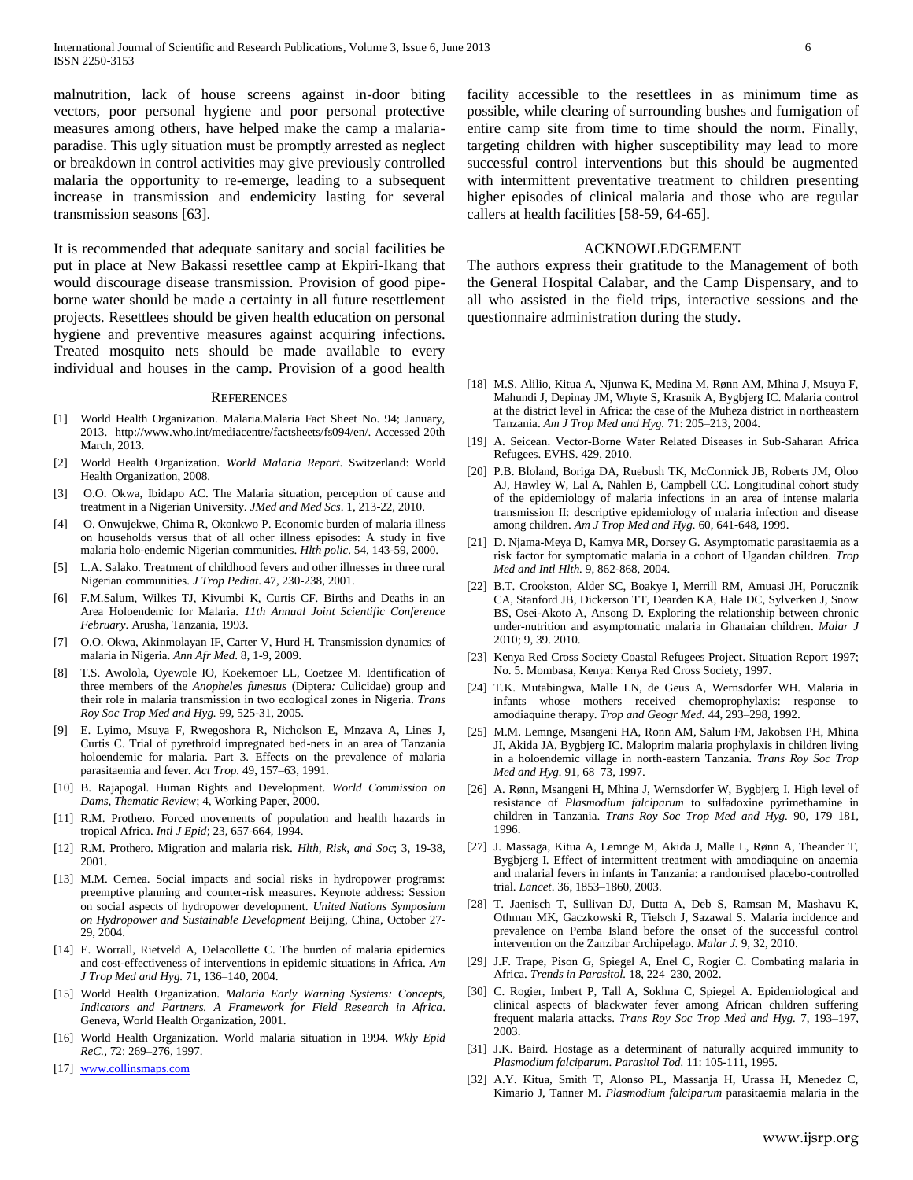malnutrition, lack of house screens against in-door biting vectors, poor personal hygiene and poor personal protective measures among others, have helped make the camp a malaria-paradise. This ugly situation must be promptly arrested as neglect or breakdown in control activities may give previously controlled malaria the opportunity to re-emerge, leading to a subsequent increase in transmission and endemicity lasting for several transmission seasons [63].

It is recommended that adequate sanitary and social facilities be put in place at New Bakassi resettlee camp at Ekpiri-Ikang that would discourage disease transmission. Provision of good pipe-borne water should be made a certainty in all future resettlement projects. Resettlees should be given health education on personal hygiene and preventive measures against acquiring infections. Treated mosquito nets should be made available to every individual and houses in the camp. Provision of a good health facility accessible to the resettlees in as minimum time as possible, while clearing of surrounding bushes and fumigation of entire camp site from time to time should the norm. Finally, targeting children with higher susceptibility may lead to more successful control interventions but this should be augmented with intermittent preventative treatment to children presenting higher episodes of clinical malaria and those who are regular callers at health facilities [58-59, 64-65].

## ACKNOWLEDGEMENT

The authors express their gratitude to the Management of both the General Hospital Calabar, and the Camp Dispensary, and to all who assisted in the field trips, interactive sessions and the questionnaire administration during the study.

## REFERENCES

[1] World Health Organization. Malaria.Malaria Fact Sheet No. 94; January, 2013. http://www.who.int/mediacentre/factsheets/fs094/en/. Accessed 20th March, 2013.

[2] World Health Organization. *World Malaria Report*. Switzerland: World Health Organization, 2008.

[3] O.O. Okwa, Ibidapo AC. The Malaria situation, perception of cause and treatment in a Nigerian University. *JMed and Med Scs*. 1, 213-22, 2010.

[4] O. Onwujekwe, Chima R, Okonkwo P. Economic burden of malaria illness on households versus that of all other illness episodes: A study in five malaria holo-endemic Nigerian communities. *Hlth polic*. 54, 143-59, 2000.

[5] L.A. Salako. Treatment of childhood fevers and other illnesses in three rural Nigerian communities. *J Trop Pediat*. 47, 230-238, 2001.

[6] F.M.Salum, Wilkes TJ, Kivumbi K, Curtis CF. Births and Deaths in an Area Holoendemic for Malaria. *11th Annual Joint Scientific Conference February*. Arusha, Tanzania, 1993.

[7] O.O. Okwa, Akinmolayan IF, Carter V, Hurd H. Transmission dynamics of malaria in Nigeria. *Ann Afr Med*. 8, 1-9, 2009.

[8] T.S. Awolola, Oyewole IO, Koekemoer LL, Coetzee M. Identification of three members of the *Anopheles funestus* (Diptera: Culicidae) group and their role in malaria transmission in two ecological zones in Nigeria. *Trans Roy Soc Trop Med and Hyg.* 99, 525-31, 2005.

[9] E. Lyimo, Msuya F, Rwegoshora R, Nicholson E, Mnzava A, Lines J, Curtis C. Trial of pyrethroid impregnated bed-nets in an area of Tanzania holoendemic for malaria. Part 3. Effects on the prevalence of malaria parasitaemia and fever. *Act Trop.* 49, 157–63, 1991.

[10] B. Rajapogal. Human Rights and Development. *World Commission on Dams, Thematic Review*; 4, Working Paper, 2000.

[11] R.M. Prothero. Forced movements of population and health hazards in tropical Africa. *Intl J Epid*; 23, 657-664, 1994.

[12] R.M. Prothero. Migration and malaria risk. *Hlth, Risk, and Soc*; 3, 19-38, 2001.

[13] M.M. Cernea. Social impacts and social risks in hydropower programs: preemptive planning and counter-risk measures. Keynote address: Session on social aspects of hydropower development. *United Nations Symposium on Hydropower and Sustainable Development* Beijing, China, October 27-29, 2004.

[14] E. Worrall, Rietveld A, Delacollette C. The burden of malaria epidemics and cost-effectiveness of interventions in epidemic situations in Africa. *Am J Trop Med and Hyg.* 71, 136–140, 2004.

[15] World Health Organization. *Malaria Early Warning Systems: Concepts, Indicators and Partners. A Framework for Field Research in Africa*. Geneva, World Health Organization, 2001.

[16] World Health Organization. World malaria situation in 1994. *Wkly Epid ReC.*, 72: 269–276, 1997.

[17] www.collinsmaps.com

[18] M.S. Alilio, Kitua A, Njunwa K, Medina M, Rønn AM, Mhina J, Msuya F, Mahundi J, Depinay JM, Whyte S, Krasnik A, Bygbjerg IC. Malaria control at the district level in Africa: the case of the Muheza district in northeastern Tanzania. *Am J Trop Med and Hyg.* 71: 205–213, 2004.

[19] A. Seicean. Vector-Borne Water Related Diseases in Sub-Saharan Africa Refugees. EVHS. 429, 2010.

[20] P.B. Bloland, Boriga DA, Ruebush TK, McCormick JB, Roberts JM, Oloo AJ, Hawley W, Lal A, Nahlen B, Campbell CC. Longitudinal cohort study of the epidemiology of malaria infections in an area of intense malaria transmission II: descriptive epidemiology of malaria infection and disease among children. *Am J Trop Med and Hyg*. 60, 641-648, 1999.

[21] D. Njama-Meya D, Kamya MR, Dorsey G. Asymptomatic parasitaemia as a risk factor for symptomatic malaria in a cohort of Ugandan children. *Trop Med and Intl Hlth.* 9, 862-868, 2004.

[22] B.T. Crookston, Alder SC, Boakye I, Merrill RM, Amuasi JH, Porucznik CA, Stanford JB, Dickerson TT, Dearden KA, Hale DC, Sylverken J, Snow BS, Osei-Akoto A, Ansong D. Exploring the relationship between chronic under-nutrition and asymptomatic malaria in Ghanaian children. *Malar J* 2010; 9, 39. 2010.

[23] Kenya Red Cross Society Coastal Refugees Project. Situation Report 1997; No. 5. Mombasa, Kenya: Kenya Red Cross Society, 1997.

[24] T.K. Mutabingwa, Malle LN, de Geus A, Wernsdorfer WH. Malaria in infants whose mothers received chemoprophylaxis: response to amodiaquine therapy. *Trop and Geogr Med.* 44, 293–298, 1992.

[25] M.M. Lemnge, Msangeni HA, Ronn AM, Salum FM, Jakobsen PH, Mhina JI, Akida JA, Bygbjerg IC. Maloprim malaria prophylaxis in children living in a holoendemic village in north-eastern Tanzania. *Trans Roy Soc Trop Med and Hyg.* 91, 68–73, 1997.

[26] A. Rønn, Msangeni H, Mhina J, Wernsdorfer W, Bygbjerg I. High level of resistance of *Plasmodium falciparum* to sulfadoxine pyrimethamine in children in Tanzania. *Trans Roy Soc Trop Med and Hyg.* 90, 179–181, 1996.

[27] J. Massaga, Kitua A, Lemnge M, Akida J, Malle L, Rønn A, Theander T, Bygbjerg I. Effect of intermittent treatment with amodiaquine on anaemia and malarial fevers in infants in Tanzania: a randomised placebo-controlled trial. *Lancet*. 36, 1853–1860, 2003.

[28] T. Jaenisch T, Sullivan DJ, Dutta A, Deb S, Ramsan M, Mashavu K, Othman MK, Gaczkowski R, Tielsch J, Sazawal S. Malaria incidence and prevalence on Pemba Island before the onset of the successful control intervention on the Zanzibar Archipelago. *Malar J.* 9, 32, 2010.

[29] J.F. Trape, Pison G, Spiegel A, Enel C, Rogier C. Combating malaria in Africa. *Trends in Parasitol.* 18, 224–230, 2002.

[30] C. Rogier, Imbert P, Tall A, Sokhna C, Spiegel A. Epidemiological and clinical aspects of blackwater fever among African children suffering frequent malaria attacks. *Trans Roy Soc Trop Med and Hyg.* 7, 193–197, 2003.

[31] J.K. Baird. Hostage as a determinant of naturally acquired immunity to *Plasmodium falciparum*. *Parasitol Tod.* 11: 105-111, 1995.

[32] A.Y. Kitua, Smith T, Alonso PL, Massanja H, Urassa H, Menedez C, Kimario J, Tanner M. *Plasmodium falciparum* parasitaemia malaria in the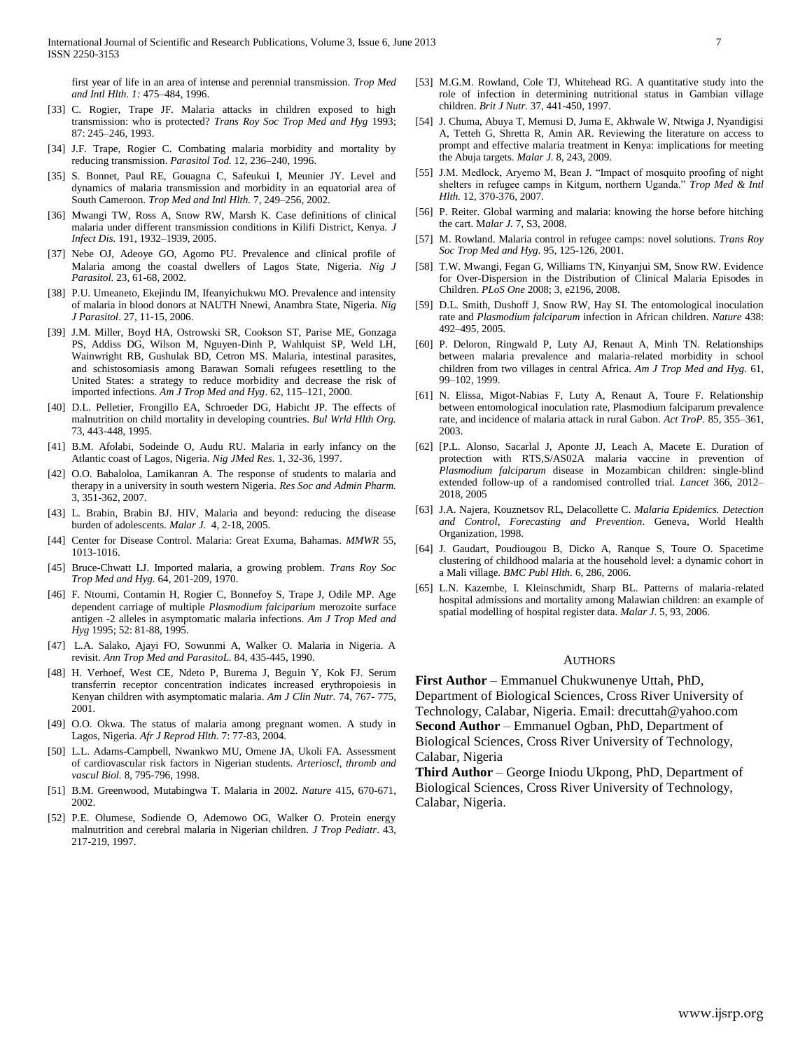first year of life in an area of intense and perennial transmission. *Trop Med and Intl Hlth. 1:* 475–484, 1996.

[33] C. Rogier, Trape JF. Malaria attacks in children exposed to high transmission: who is protected? *Trans Roy Soc Trop Med and Hyg* 1993; 87: 245–246, 1993.

[34] J.F. Trape, Rogier C. Combating malaria morbidity and mortality by reducing transmission. *Parasitol Tod.* 12, 236–240, 1996.

[35] S. Bonnet, Paul RE, Gouagna C, Safeukui I, Meunier JY. Level and dynamics of malaria transmission and morbidity in an equatorial area of South Cameroon. *Trop Med and Intl Hlth.* 7, 249–256, 2002.

[36] Mwangi TW, Ross A, Snow RW, Marsh K. Case definitions of clinical malaria under different transmission conditions in Kilifi District, Kenya. *J Infect Dis.* 191, 1932–1939, 2005.

[37] Nebe OJ, Adeoye GO, Agomo PU. Prevalence and clinical profile of Malaria among the coastal dwellers of Lagos State, Nigeria. *Nig J Parasitol.* 23, 61-68, 2002.

[38] P.U. Umeaneto, Ekejindu IM, Ifeanyichukwu MO. Prevalence and intensity of malaria in blood donors at NAUTH Nnewi, Anambra State, Nigeria. *Nig J Parasitol*. 27, 11-15, 2006.

[39] J.M. Miller, Boyd HA, Ostrowski SR, Cookson ST, Parise ME, Gonzaga PS, Addiss DG, Wilson M, Nguyen-Dinh P, Wahlquist SP, Weld LH, Wainwright RB, Gushulak BD, Cetron MS. Malaria, intestinal parasites, and schistosomiasis among Barawan Somali refugees resettling to the United States: a strategy to reduce morbidity and decrease the risk of imported infections. *Am J Trop Med and Hyg*. 62, 115–121, 2000.

[40] D.L. Pelletier, Frongillo EA, Schroeder DG, Habicht JP. The effects of malnutrition on child mortality in developing countries. *Bul Wrld Hlth Org.* 73, 443-448, 1995.

[41] B.M. Afolabi, Sodeinde O, Audu RU. Malaria in early infancy on the Atlantic coast of Lagos, Nigeria. *Nig JMed Res.* 1, 32-36, 1997.

[42] O.O. Babaloloa, Lamikanran A. The response of students to malaria and therapy in a university in south western Nigeria. *Res Soc and Admin Pharm.* 3, 351-362, 2007.

[43] L. Brabin, Brabin BJ. HIV, Malaria and beyond: reducing the disease burden of adolescents. *Malar J.* 4, 2-18, 2005.

[44] Center for Disease Control. Malaria: Great Exuma, Bahamas. *MMWR* 55, 1013-1016.

[45] Bruce-Chwatt LJ. Imported malaria, a growing problem. *Trans Roy Soc Trop Med and Hyg.* 64, 201-209, 1970.

[46] F. Ntoumi, Contamin H, Rogier C, Bonnefoy S, Trape J, Odile MP. Age dependent carriage of multiple *Plasmodium falciparium* merozoite surface antigen -2 alleles in asymptomatic malaria infections. *Am J Trop Med and Hyg* 1995; 52: 81-88, 1995.

[47] L.A. Salako, Ajayi FO, Sowunmi A, Walker O. Malaria in Nigeria. A revisit. *Ann Trop Med and ParasitoL.* 84, 435-445, 1990.

[48] H. Verhoef, West CE, Ndeto P, Burema J, Beguin Y, Kok FJ. Serum transferrin receptor concentration indicates increased erythropoiesis in Kenyan children with asymptomatic malaria. *Am J Clin Nutr.* 74, 767- 775, 2001.

[49] O.O. Okwa. The status of malaria among pregnant women. A study in Lagos, Nigeria. *Afr J Reprod Hlth.* 7: 77-83, 2004.

[50] L.L. Adams-Campbell, Nwankwo MU, Omene JA, Ukoli FA. Assessment of cardiovascular risk factors in Nigerian students. *Arterioscl, thromb and vascul Biol.* 8, 795-796, 1998.

[51] B.M. Greenwood, Mutabingwa T. Malaria in 2002. *Nature* 415, 670-671, 2002.

[52] P.E. Olumese, Sodiende O, Ademowo OG, Walker O. Protein energy malnutrition and cerebral malaria in Nigerian children. *J Trop Pediatr*. 43, 217-219, 1997.

[53] M.G.M. Rowland, Cole TJ, Whitehead RG. A quantitative study into the role of infection in determining nutritional status in Gambian village children. *Brit J Nutr.* 37, 441-450, 1997.

[54] J. Chuma, Abuya T, Memusi D, Juma E, Akhwale W, Ntwiga J, Nyandigisi A, Tetteh G, Shretta R, Amin AR. Reviewing the literature on access to prompt and effective malaria treatment in Kenya: implications for meeting the Abuja targets. *Malar J.* 8, 243, 2009.

[55] J.M. Medlock, Aryemo M, Bean J. "Impact of mosquito proofing of night shelters in refugee camps in Kitgum, northern Uganda." *Trop Med & Intl Hlth.* 12, 370-376, 2007.

[56] P. Reiter. Global warming and malaria: knowing the horse before hitching the cart. M*alar J.* 7, S3, 2008.

[57] M. Rowland. Malaria control in refugee camps: novel solutions. *Trans Roy Soc Trop Med and Hyg.* 95, 125-126, 2001.

[58] T.W. Mwangi, Fegan G, Williams TN, Kinyanjui SM, Snow RW. Evidence for Over-Dispersion in the Distribution of Clinical Malaria Episodes in Children. *PLoS One* 2008; 3, e2196, 2008.

[59] D.L. Smith, Dushoff J, Snow RW, Hay SI. The entomological inoculation rate and *Plasmodium falciparum* infection in African children. *Nature* 438: 492–495, 2005.

[60] P. Deloron, Ringwald P, Luty AJ, Renaut A, Minh TN. Relationships between malaria prevalence and malaria-related morbidity in school children from two villages in central Africa. *Am J Trop Med and Hyg.* 61, 99–102, 1999.

[61] N. Elissa, Migot-Nabias F, Luty A, Renaut A, Toure F. Relationship between entomological inoculation rate, Plasmodium falciparum prevalence rate, and incidence of malaria attack in rural Gabon. *Act TroP.* 85, 355–361, 2003.

[62] [P.L. Alonso, Sacarlal J, Aponte JJ, Leach A, Macete E. Duration of protection with RTS,S/AS02A malaria vaccine in prevention of *Plasmodium falciparum* disease in Mozambican children: single-blind extended follow-up of a randomised controlled trial. *Lancet* 366, 2012–2018, 2005

[63] J.A. Najera, Kouznetsov RL, Delacollette C. *Malaria Epidemics. Detection and Control, Forecasting and Prevention*. Geneva, World Health Organization, 1998.

[64] J. Gaudart, Poudiougou B, Dicko A, Ranque S, Toure O. Spacetime clustering of childhood malaria at the household level: a dynamic cohort in a Mali village. *BMC Publ Hlth.* 6, 286, 2006.

[65] L.N. Kazembe, I. Kleinschmidt, Sharp BL. Patterns of malaria-related hospital admissions and mortality among Malawian children: an example of spatial modelling of hospital register data. *Malar J.* 5, 93, 2006.

## AUTHORS

**First Author** – Emmanuel Chukwunenye Uttah, PhD, Department of Biological Sciences, Cross River University of Technology, Calabar, Nigeria. Email: drecuttah@yahoo.com
**Second Author** – Emmanuel Ogban, PhD, Department of Biological Sciences, Cross River University of Technology, Calabar, Nigeria
**Third Author** – George Iniodu Ukpong, PhD, Department of Biological Sciences, Cross River University of Technology, Calabar, Nigeria.